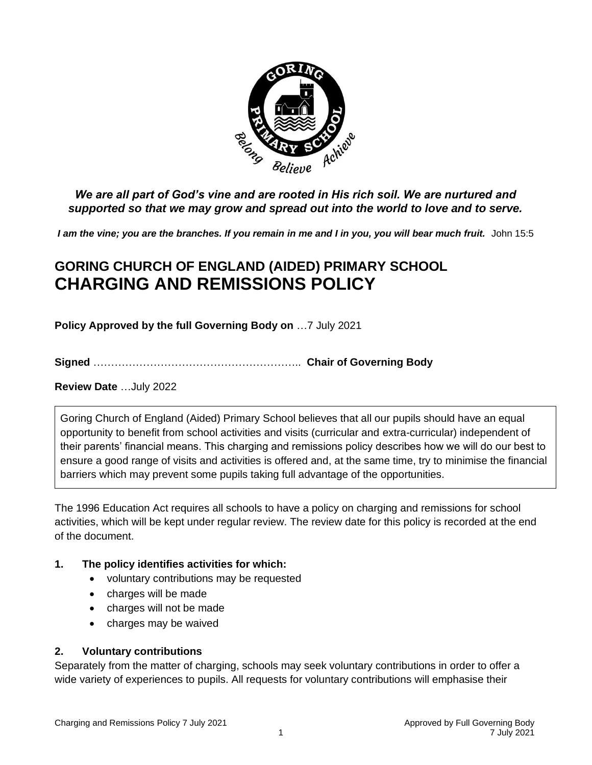*We are all part of God's vine and are rooted in His rich soil. We are nurtured and supported so that we may grow and spread out into the world to love and to serve.*

***I am the vine; you are the branches. If you remain in me and I in you, you will bear much fruit.*** John 15:5

# GORING CHURCH OF ENGLAND (AIDED) PRIMARY SCHOOL
# CHARGING AND REMISSIONS POLICY

**Policy Approved by the full Governing Body on** …7 July 2021

**Signed** ………………………………………………….. **Chair of Governing Body**

**Review Date** …July 2022

Goring Church of England (Aided) Primary School believes that all our pupils should have an equal opportunity to benefit from school activities and visits (curricular and extra-curricular) independent of their parents' financial means. This charging and remissions policy describes how we will do our best to ensure a good range of visits and activities is offered and, at the same time, try to minimise the financial barriers which may prevent some pupils taking full advantage of the opportunities.

The 1996 Education Act requires all schools to have a policy on charging and remissions for school activities, which will be kept under regular review. The review date for this policy is recorded at the end of the document.

## 1. The policy identifies activities for which:

- voluntary contributions may be requested
- charges will be made
- charges will not be made
- charges may be waived

## 2. Voluntary contributions

Separately from the matter of charging, schools may seek voluntary contributions in order to offer a wide variety of experiences to pupils. All requests for voluntary contributions will emphasise their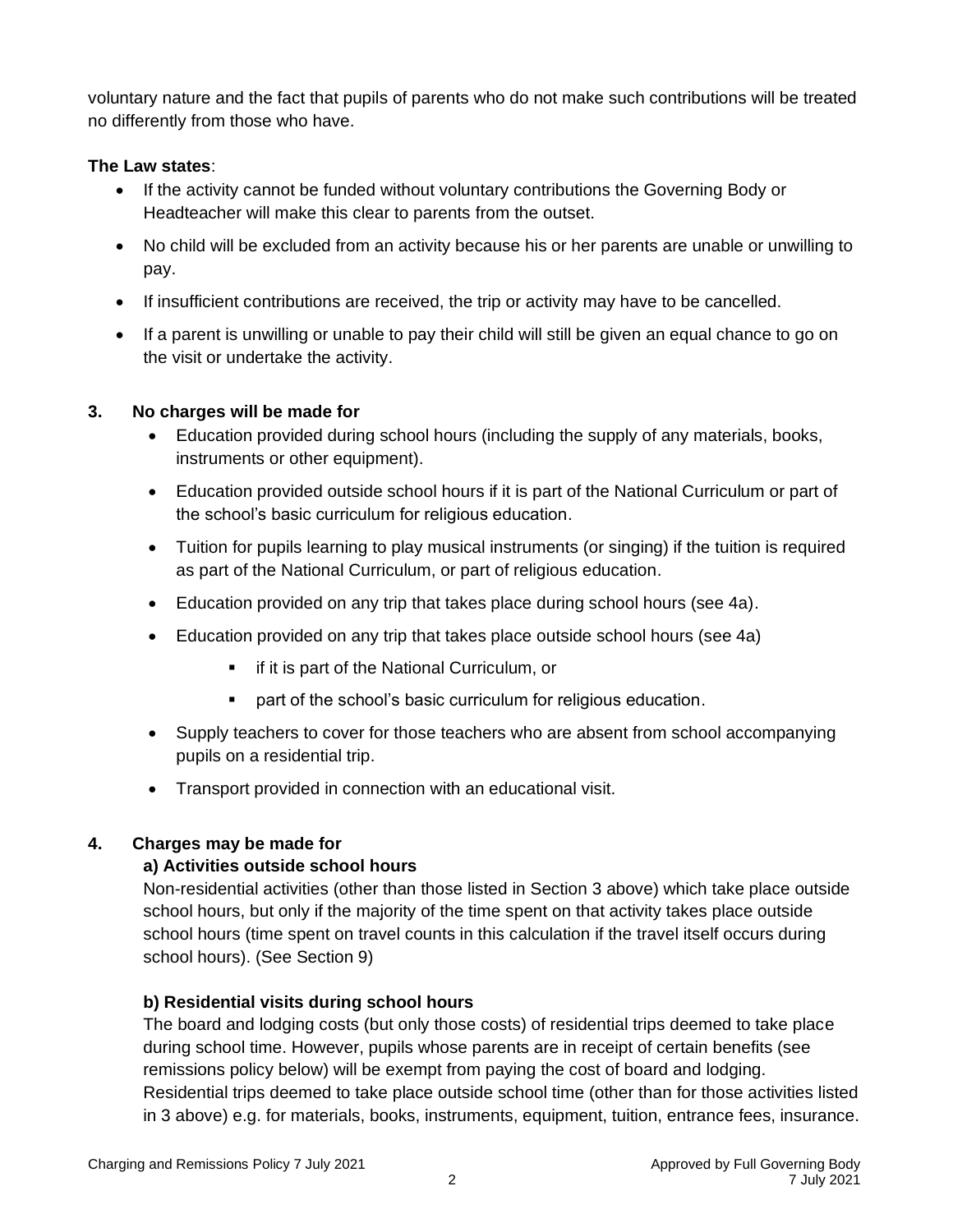voluntary nature and the fact that pupils of parents who do not make such contributions will be treated no differently from those who have.

**The Law states**:

- If the activity cannot be funded without voluntary contributions the Governing Body or Headteacher will make this clear to parents from the outset.
- No child will be excluded from an activity because his or her parents are unable or unwilling to pay.
- If insufficient contributions are received, the trip or activity may have to be cancelled.
- If a parent is unwilling or unable to pay their child will still be given an equal chance to go on the visit or undertake the activity.

## 3. No charges will be made for

- Education provided during school hours (including the supply of any materials, books, instruments or other equipment).
- Education provided outside school hours if it is part of the National Curriculum or part of the school's basic curriculum for religious education.
- Tuition for pupils learning to play musical instruments (or singing) if the tuition is required as part of the National Curriculum, or part of religious education.
- Education provided on any trip that takes place during school hours (see 4a).
- Education provided on any trip that takes place outside school hours (see 4a)
  - if it is part of the National Curriculum, or
  - part of the school's basic curriculum for religious education.
- Supply teachers to cover for those teachers who are absent from school accompanying pupils on a residential trip.
- Transport provided in connection with an educational visit.

## 4. Charges may be made for

### a) Activities outside school hours

Non-residential activities (other than those listed in Section 3 above) which take place outside school hours, but only if the majority of the time spent on that activity takes place outside school hours (time spent on travel counts in this calculation if the travel itself occurs during school hours). (See Section 9)

### b) Residential visits during school hours

The board and lodging costs (but only those costs) of residential trips deemed to take place during school time. However, pupils whose parents are in receipt of certain benefits (see remissions policy below) will be exempt from paying the cost of board and lodging. Residential trips deemed to take place outside school time (other than for those activities listed in 3 above) e.g. for materials, books, instruments, equipment, tuition, entrance fees, insurance.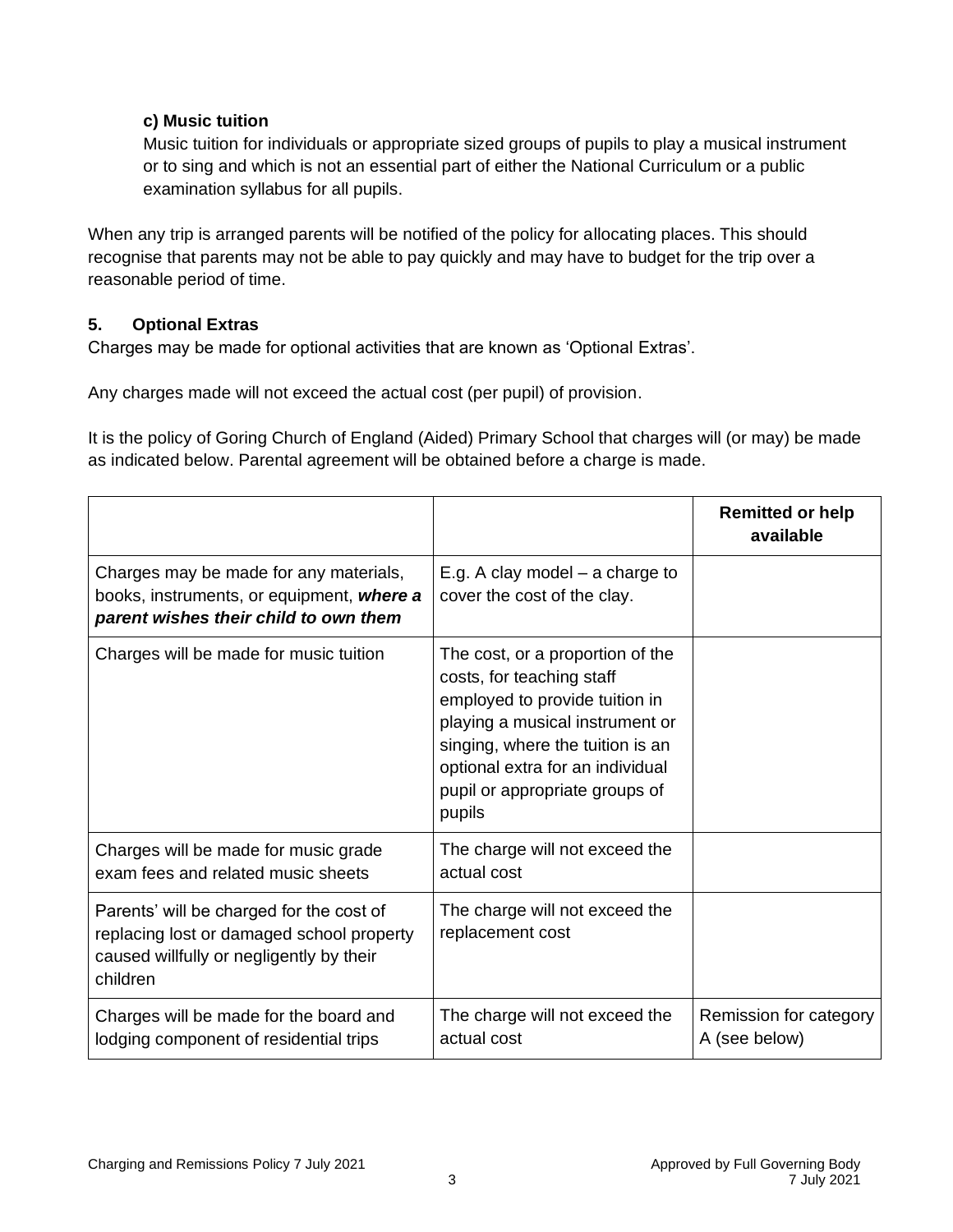**c) Music tuition**

Music tuition for individuals or appropriate sized groups of pupils to play a musical instrument or to sing and which is not an essential part of either the National Curriculum or a public examination syllabus for all pupils.

When any trip is arranged parents will be notified of the policy for allocating places. This should recognise that parents may not be able to pay quickly and may have to budget for the trip over a reasonable period of time.

### 5. Optional Extras

Charges may be made for optional activities that are known as 'Optional Extras'.

Any charges made will not exceed the actual cost (per pupil) of provision.

It is the policy of Goring Church of England (Aided) Primary School that charges will (or may) be made as indicated below. Parental agreement will be obtained before a charge is made.

| | | **Remitted or help available** |
|---|---|---|
| Charges may be made for any materials, books, instruments, or equipment, ***where a parent wishes their child to own them*** | E.g. A clay model – a charge to cover the cost of the clay. | |
| Charges will be made for music tuition | The cost, or a proportion of the costs, for teaching staff employed to provide tuition in playing a musical instrument or singing, where the tuition is an optional extra for an individual pupil or appropriate groups of pupils | |
| Charges will be made for music grade exam fees and related music sheets | The charge will not exceed the actual cost | |
| Parents' will be charged for the cost of replacing lost or damaged school property caused willfully or negligently by their children | The charge will not exceed the replacement cost | |
| Charges will be made for the board and lodging component of residential trips | The charge will not exceed the actual cost | Remission for category A (see below) |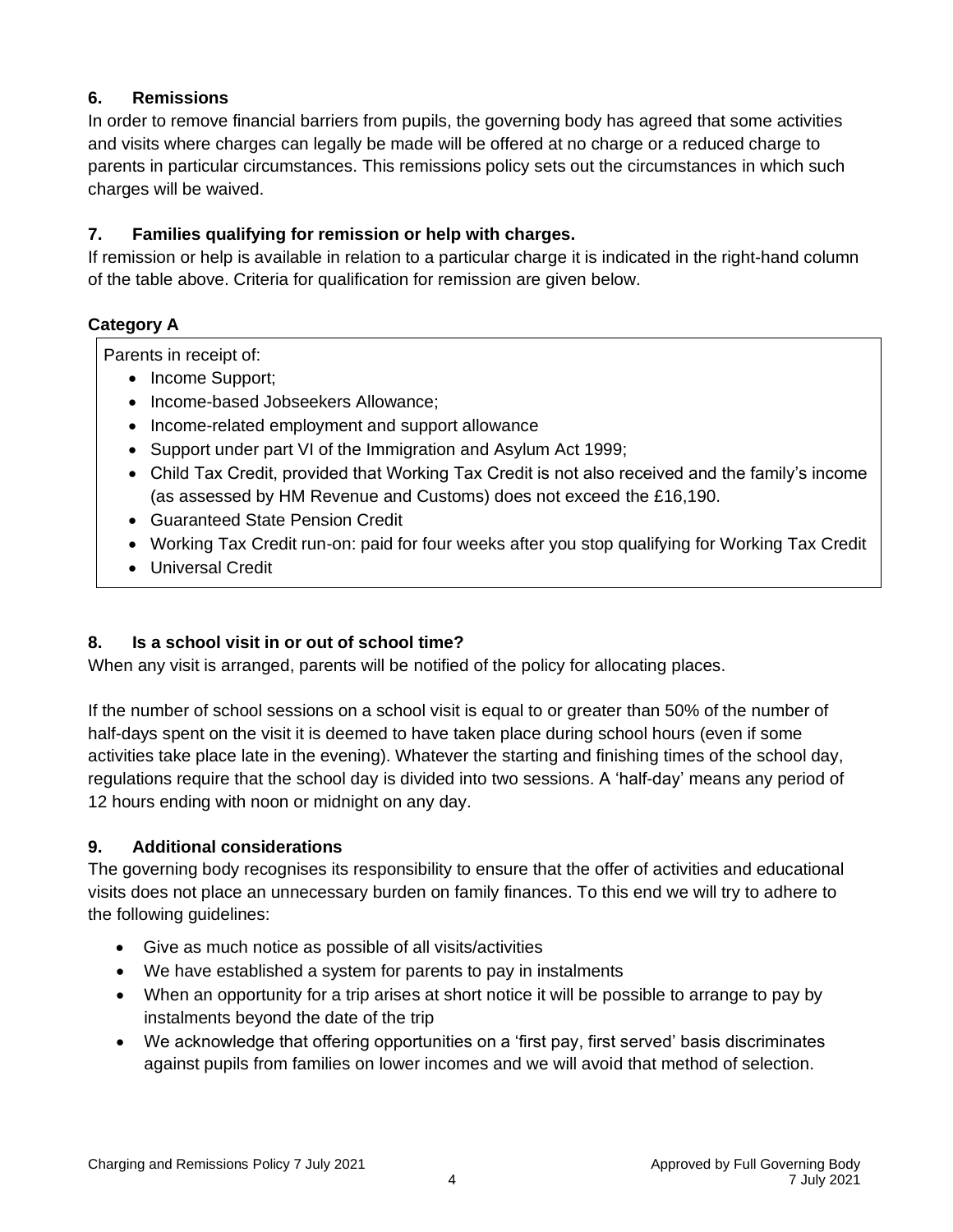## 6. Remissions

In order to remove financial barriers from pupils, the governing body has agreed that some activities and visits where charges can legally be made will be offered at no charge or a reduced charge to parents in particular circumstances. This remissions policy sets out the circumstances in which such charges will be waived.

## 7. Families qualifying for remission or help with charges.

If remission or help is available in relation to a particular charge it is indicated in the right-hand column of the table above. Criteria for qualification for remission are given below.

### Category A

Parents in receipt of:

- Income Support;
- Income-based Jobseekers Allowance;
- Income-related employment and support allowance
- Support under part VI of the Immigration and Asylum Act 1999;
- Child Tax Credit, provided that Working Tax Credit is not also received and the family's income (as assessed by HM Revenue and Customs) does not exceed the £16,190.
- Guaranteed State Pension Credit
- Working Tax Credit run-on: paid for four weeks after you stop qualifying for Working Tax Credit
- Universal Credit

## 8. Is a school visit in or out of school time?

When any visit is arranged, parents will be notified of the policy for allocating places.

If the number of school sessions on a school visit is equal to or greater than 50% of the number of half-days spent on the visit it is deemed to have taken place during school hours (even if some activities take place late in the evening). Whatever the starting and finishing times of the school day, regulations require that the school day is divided into two sessions. A 'half-day' means any period of 12 hours ending with noon or midnight on any day.

## 9. Additional considerations

The governing body recognises its responsibility to ensure that the offer of activities and educational visits does not place an unnecessary burden on family finances. To this end we will try to adhere to the following guidelines:

- Give as much notice as possible of all visits/activities
- We have established a system for parents to pay in instalments
- When an opportunity for a trip arises at short notice it will be possible to arrange to pay by instalments beyond the date of the trip
- We acknowledge that offering opportunities on a 'first pay, first served' basis discriminates against pupils from families on lower incomes and we will avoid that method of selection.